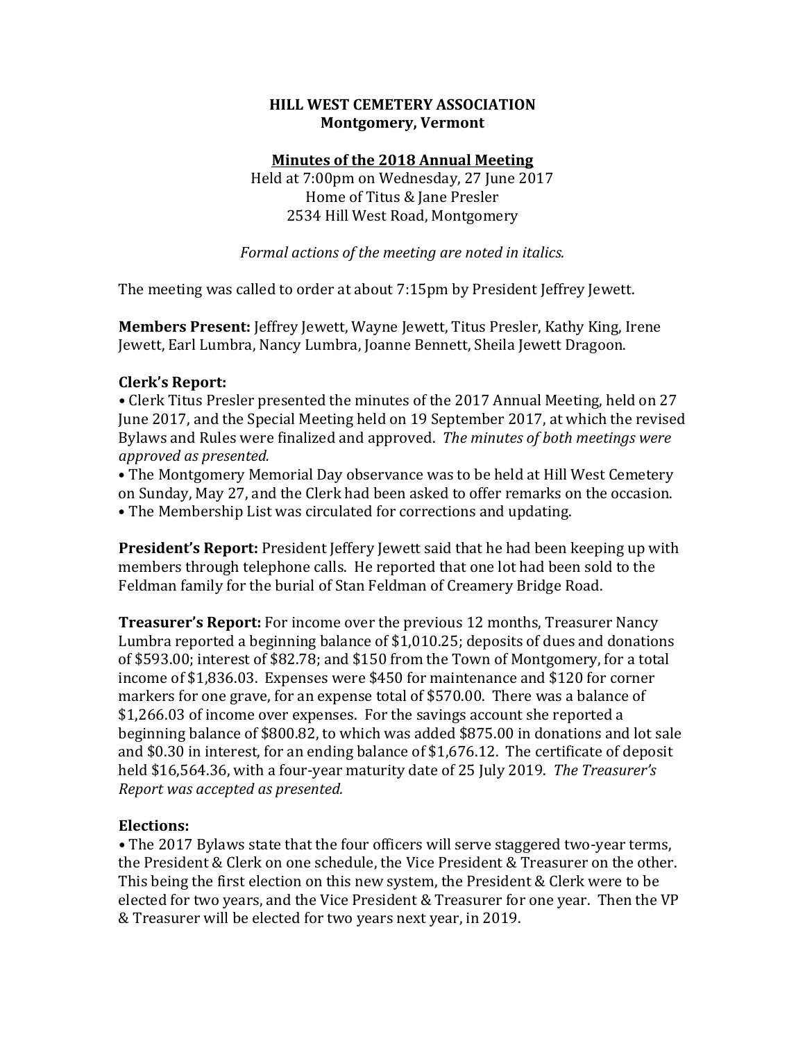# HILL WEST CEMETERY ASSOCIATION
## Montgomery, Vermont

### Minutes of the 2018 Annual Meeting

Held at 7:00pm on Wednesday, 27 June 2017
Home of Titus & Jane Presler
2534 Hill West Road, Montgomery

*Formal actions of the meeting are noted in italics.*

The meeting was called to order at about 7:15pm by President Jeffrey Jewett.

**Members Present:** Jeffrey Jewett, Wayne Jewett, Titus Presler, Kathy King, Irene Jewett, Earl Lumbra, Nancy Lumbra, Joanne Bennett, Sheila Jewett Dragoon.

**Clerk's Report:**

• Clerk Titus Presler presented the minutes of the 2017 Annual Meeting, held on 27 June 2017, and the Special Meeting held on 19 September 2017, at which the revised Bylaws and Rules were finalized and approved. *The minutes of both meetings were approved as presented.*
• The Montgomery Memorial Day observance was to be held at Hill West Cemetery on Sunday, May 27, and the Clerk had been asked to offer remarks on the occasion.
• The Membership List was circulated for corrections and updating.

**President's Report:** President Jeffery Jewett said that he had been keeping up with members through telephone calls. He reported that one lot had been sold to the Feldman family for the burial of Stan Feldman of Creamery Bridge Road.

**Treasurer's Report:** For income over the previous 12 months, Treasurer Nancy Lumbra reported a beginning balance of $1,010.25; deposits of dues and donations of $593.00; interest of $82.78; and $150 from the Town of Montgomery, for a total income of $1,836.03. Expenses were $450 for maintenance and $120 for corner markers for one grave, for an expense total of $570.00. There was a balance of $1,266.03 of income over expenses. For the savings account she reported a beginning balance of $800.82, to which was added $875.00 in donations and lot sale and $0.30 in interest, for an ending balance of $1,676.12. The certificate of deposit held $16,564.36, with a four-year maturity date of 25 July 2019. *The Treasurer's Report was accepted as presented.*

**Elections:**

• The 2017 Bylaws state that the four officers will serve staggered two-year terms, the President & Clerk on one schedule, the Vice President & Treasurer on the other. This being the first election on this new system, the President & Clerk were to be elected for two years, and the Vice President & Treasurer for one year. Then the VP & Treasurer will be elected for two years next year, in 2019.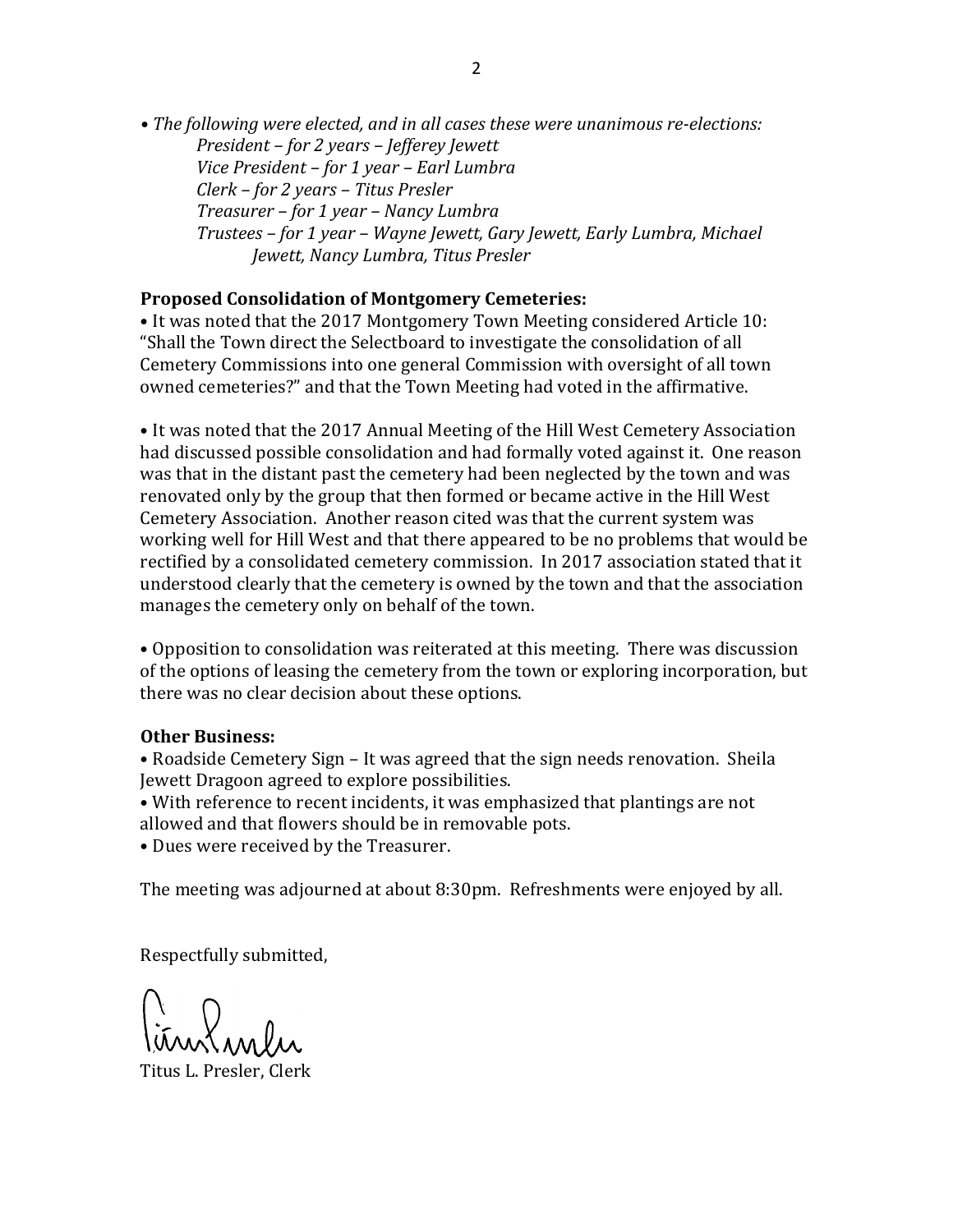• *The following were elected, and in all cases these were unanimous re-elections:*

*President – for 2 years – Jefferey Jewett*
*Vice President – for 1 year – Earl Lumbra*
*Clerk – for 2 years – Titus Presler*
*Treasurer – for 1 year – Nancy Lumbra*
*Trustees – for 1 year – Wayne Jewett, Gary Jewett, Early Lumbra, Michael Jewett, Nancy Lumbra, Titus Presler*

**Proposed Consolidation of Montgomery Cemeteries:**

• It was noted that the 2017 Montgomery Town Meeting considered Article 10: "Shall the Town direct the Selectboard to investigate the consolidation of all Cemetery Commissions into one general Commission with oversight of all town owned cemeteries?" and that the Town Meeting had voted in the affirmative.

• It was noted that the 2017 Annual Meeting of the Hill West Cemetery Association had discussed possible consolidation and had formally voted against it. One reason was that in the distant past the cemetery had been neglected by the town and was renovated only by the group that then formed or became active in the Hill West Cemetery Association. Another reason cited was that the current system was working well for Hill West and that there appeared to be no problems that would be rectified by a consolidated cemetery commission. In 2017 association stated that it understood clearly that the cemetery is owned by the town and that the association manages the cemetery only on behalf of the town.

• Opposition to consolidation was reiterated at this meeting. There was discussion of the options of leasing the cemetery from the town or exploring incorporation, but there was no clear decision about these options.

**Other Business:**

• Roadside Cemetery Sign – It was agreed that the sign needs renovation. Sheila Jewett Dragoon agreed to explore possibilities.
• With reference to recent incidents, it was emphasized that plantings are not allowed and that flowers should be in removable pots.
• Dues were received by the Treasurer.

The meeting was adjourned at about 8:30pm. Refreshments were enjoyed by all.

Respectfully submitted,

Titus L. Presler, Clerk